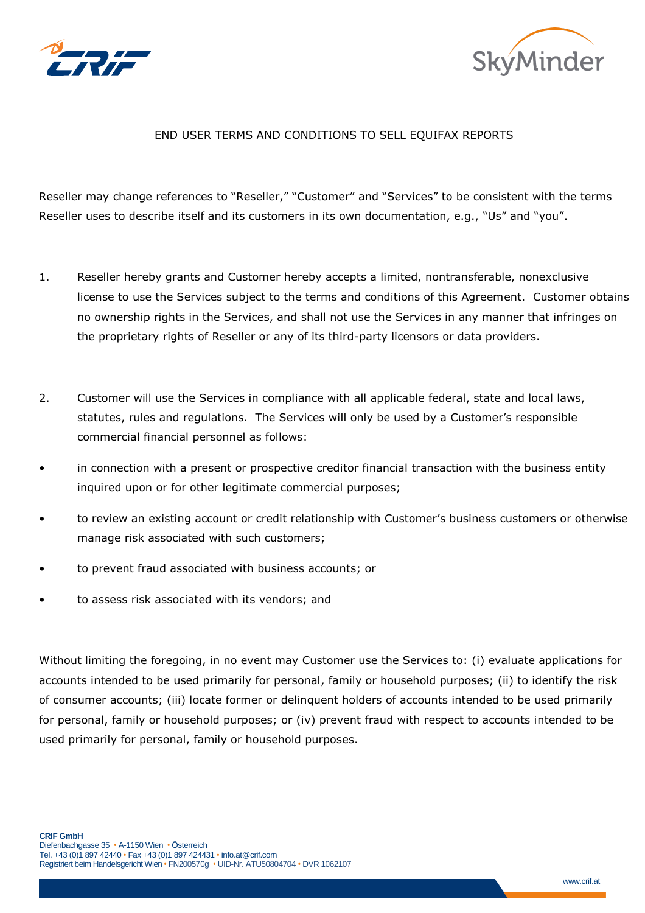# END USER TERMS AND CONDITIONS TO SELL EQUIFAX REPORTS

Reseller may change references to "Reseller," "Customer" and "Services" to be consistent with the terms Reseller uses to describe itself and its customers in its own documentation, e.g., "Us" and "you".

1. Reseller hereby grants and Customer hereby accepts a limited, nontransferable, nonexclusive license to use the Services subject to the terms and conditions of this Agreement. Customer obtains no ownership rights in the Services, and shall not use the Services in any manner that infringes on the proprietary rights of Reseller or any of its third-party licensors or data providers.

2. Customer will use the Services in compliance with all applicable federal, state and local laws, statutes, rules and regulations. The Services will only be used by a Customer's responsible commercial financial personnel as follows:

- in connection with a present or prospective creditor financial transaction with the business entity inquired upon or for other legitimate commercial purposes;
- to review an existing account or credit relationship with Customer's business customers or otherwise manage risk associated with such customers;
- to prevent fraud associated with business accounts; or
- to assess risk associated with its vendors; and

Without limiting the foregoing, in no event may Customer use the Services to: (i) evaluate applications for accounts intended to be used primarily for personal, family or household purposes; (ii) to identify the risk of consumer accounts; (iii) locate former or delinquent holders of accounts intended to be used primarily for personal, family or household purposes; or (iv) prevent fraud with respect to accounts intended to be used primarily for personal, family or household purposes.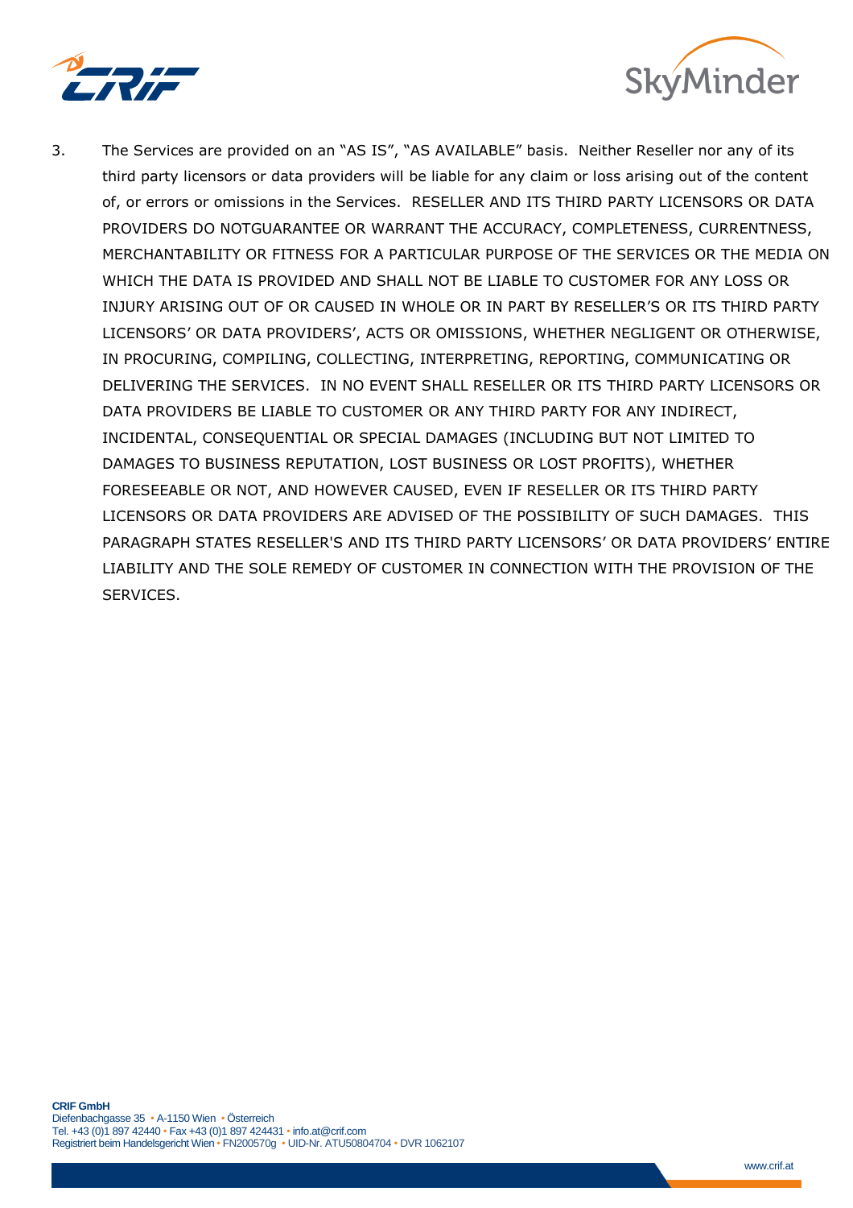3. The Services are provided on an "AS IS", "AS AVAILABLE" basis. Neither Reseller nor any of its third party licensors or data providers will be liable for any claim or loss arising out of the content of, or errors or omissions in the Services. RESELLER AND ITS THIRD PARTY LICENSORS OR DATA PROVIDERS DO NOTGUARANTEE OR WARRANT THE ACCURACY, COMPLETENESS, CURRENTNESS, MERCHANTABILITY OR FITNESS FOR A PARTICULAR PURPOSE OF THE SERVICES OR THE MEDIA ON WHICH THE DATA IS PROVIDED AND SHALL NOT BE LIABLE TO CUSTOMER FOR ANY LOSS OR INJURY ARISING OUT OF OR CAUSED IN WHOLE OR IN PART BY RESELLER'S OR ITS THIRD PARTY LICENSORS' OR DATA PROVIDERS', ACTS OR OMISSIONS, WHETHER NEGLIGENT OR OTHERWISE, IN PROCURING, COMPILING, COLLECTING, INTERPRETING, REPORTING, COMMUNICATING OR DELIVERING THE SERVICES. IN NO EVENT SHALL RESELLER OR ITS THIRD PARTY LICENSORS OR DATA PROVIDERS BE LIABLE TO CUSTOMER OR ANY THIRD PARTY FOR ANY INDIRECT, INCIDENTAL, CONSEQUENTIAL OR SPECIAL DAMAGES (INCLUDING BUT NOT LIMITED TO DAMAGES TO BUSINESS REPUTATION, LOST BUSINESS OR LOST PROFITS), WHETHER FORESEEABLE OR NOT, AND HOWEVER CAUSED, EVEN IF RESELLER OR ITS THIRD PARTY LICENSORS OR DATA PROVIDERS ARE ADVISED OF THE POSSIBILITY OF SUCH DAMAGES. THIS PARAGRAPH STATES RESELLER'S AND ITS THIRD PARTY LICENSORS' OR DATA PROVIDERS' ENTIRE LIABILITY AND THE SOLE REMEDY OF CUSTOMER IN CONNECTION WITH THE PROVISION OF THE SERVICES.